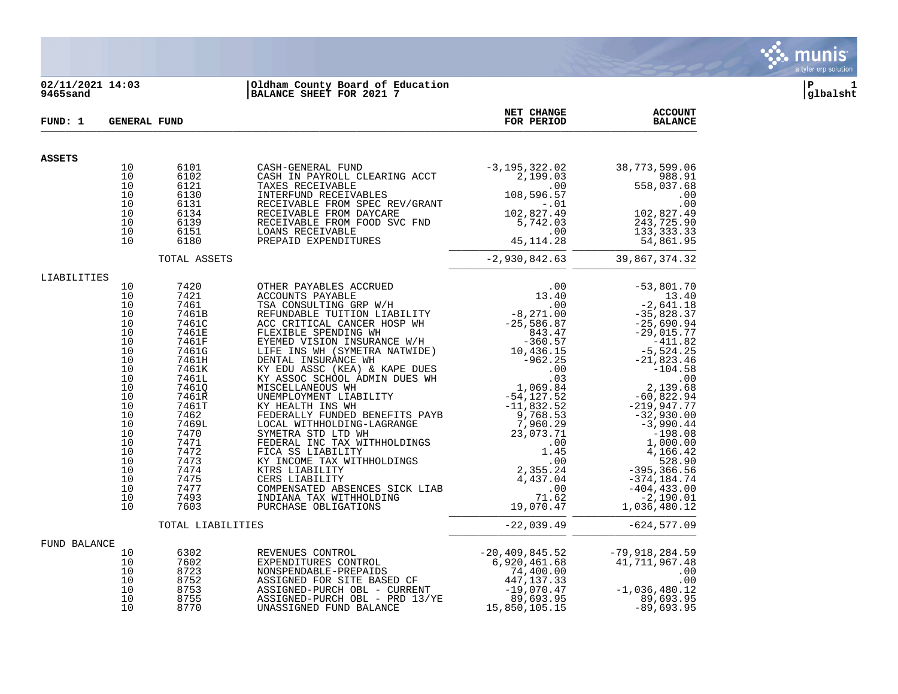02/11/2021 14:03
9465sand

Oldham County Board of Education
BALANCE SHEET FOR 2021 7

P 1
glbalsht

**FUND: 1 GENERAL FUND**

| | | | | NET CHANGE FOR PERIOD | ACCOUNT BALANCE |
|---|---|---|---|---|---|
| **ASSETS** | | | | | |
| | 10 | 6101 | CASH-GENERAL FUND | -3,195,322.02 | 38,773,599.06 |
| | 10 | 6102 | CASH IN PAYROLL CLEARING ACCT | 2,199.03 | 988.91 |
| | 10 | 6121 | TAXES RECEIVABLE | .00 | 558,037.68 |
| | 10 | 6130 | INTERFUND RECEIVABLES | 108,596.57 | .00 |
| | 10 | 6131 | RECEIVABLE FROM SPEC REV/GRANT | -.01 | .00 |
| | 10 | 6134 | RECEIVABLE FROM DAYCARE | 102,827.49 | 102,827.49 |
| | 10 | 6139 | RECEIVABLE FROM FOOD SVC FND | 5,742.03 | 243,725.90 |
| | 10 | 6151 | LOANS RECEIVABLE | .00 | 133,333.33 |
| | 10 | 6180 | PREPAID EXPENDITURES | 45,114.28 | 54,861.95 |
| | | TOTAL ASSETS | | -2,930,842.63 | 39,867,374.32 |
| LIABILITIES | | | | | |
| | 10 | 7420 | OTHER PAYABLES ACCRUED | .00 | -53,801.70 |
| | 10 | 7421 | ACCOUNTS PAYABLE | 13.40 | 13.40 |
| | 10 | 7461 | TSA CONSULTING GRP W/H | .00 | -2,641.18 |
| | 10 | 7461B | REFUNDABLE TUITION LIABILITY | -8,271.00 | -35,828.37 |
| | 10 | 7461C | ACC CRITICAL CANCER HOSP WH | -25,586.87 | -25,690.94 |
| | 10 | 7461E | FLEXIBLE SPENDING WH | 843.47 | -29,015.77 |
| | 10 | 7461F | EYEMED VISION INSURANCE W/H | -360.57 | -411.82 |
| | 10 | 7461G | LIFE INS WH (SYMETRA NATWIDE) | 10,436.15 | -5,524.25 |
| | 10 | 7461H | DENTAL INSURANCE WH | -962.25 | -21,823.46 |
| | 10 | 7461K | KY EDU ASSC (KEA) & KAPE DUES | .00 | -104.58 |
| | 10 | 7461L | KY ASSOC SCHOOL ADMIN DUES WH | .03 | .00 |
| | 10 | 7461Q | MISCELLANEOUS WH | 1,069.84 | 2,139.68 |
| | 10 | 7461R | UNEMPLOYMENT LIABILITY | -54,127.52 | -60,822.94 |
| | 10 | 7461T | KY HEALTH INS WH | -11,832.52 | -219,947.77 |
| | 10 | 7462 | FEDERALLY FUNDED BENEFITS PAYB | 9,768.53 | -32,930.00 |
| | 10 | 7469L | LOCAL WITHHOLDING-LAGRANGE | 7,960.29 | -3,990.44 |
| | 10 | 7470 | SYMETRA STD LTD WH | 23,073.71 | -198.08 |
| | 10 | 7471 | FEDERAL INC TAX WITHHOLDINGS | .00 | 1,000.00 |
| | 10 | 7472 | FICA SS LIABILITY | 1.45 | 4,166.42 |
| | 10 | 7473 | KY INCOME TAX WITHHOLDINGS | .00 | 528.90 |
| | 10 | 7474 | KTRS LIABILITY | 2,355.24 | -395,366.56 |
| | 10 | 7475 | CERS LIABILITY | 4,437.04 | -374,184.74 |
| | 10 | 7477 | COMPENSATED ABSENCES SICK LIAB | .00 | -404,433.00 |
| | 10 | 7493 | INDIANA TAX WITHHOLDING | 71.62 | -2,190.01 |
| | 10 | 7603 | PURCHASE OBLIGATIONS | 19,070.47 | 1,036,480.12 |
| | | TOTAL LIABILITIES | | -22,039.49 | -624,577.09 |
| FUND BALANCE | | | | | |
| | 10 | 6302 | REVENUES CONTROL | -20,409,845.52 | -79,918,284.59 |
| | 10 | 7602 | EXPENDITURES CONTROL | 6,920,461.68 | 41,711,967.48 |
| | 10 | 8723 | NONSPENDABLE-PREPAIDS | 74,400.00 | .00 |
| | 10 | 8752 | ASSIGNED FOR SITE BASED CF | 447,137.33 | .00 |
| | 10 | 8753 | ASSIGNED-PURCH OBL - CURRENT | -19,070.47 | -1,036,480.12 |
| | 10 | 8755 | ASSIGNED-PURCH OBL - PRD 13/YE | 89,693.95 | 89,693.95 |
| | 10 | 8770 | UNASSIGNED FUND BALANCE | 15,850,105.15 | -89,693.95 |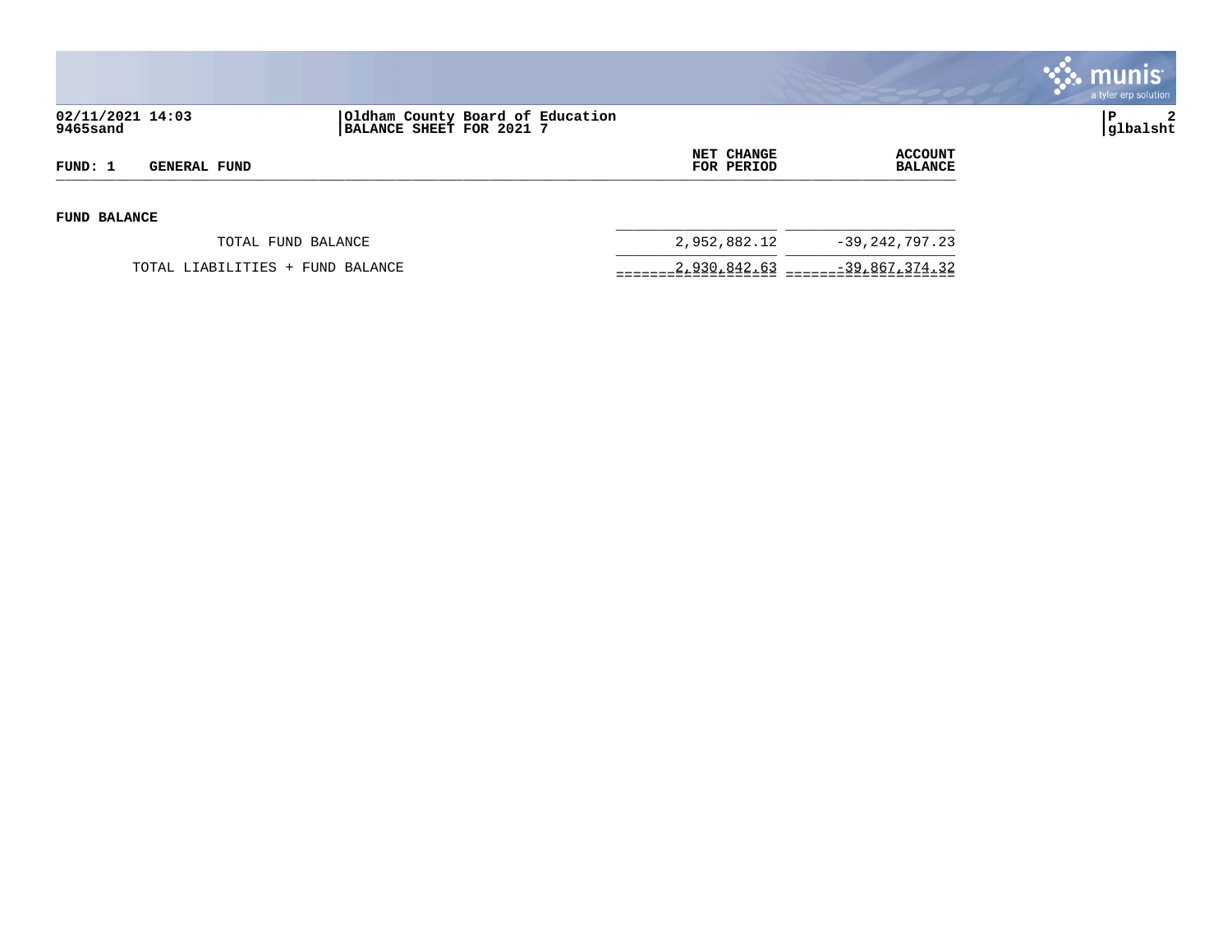**Oldham County Board of Education**
**BALANCE SHEET FOR 2021 7**

| FUND: 1 GENERAL FUND | NET CHANGE FOR PERIOD | ACCOUNT BALANCE |
|---|---|---|
| **FUND BALANCE** | | |
| TOTAL FUND BALANCE | 2,952,882.12 | -39,242,797.23 |
| TOTAL LIABILITIES + FUND BALANCE | 2,930,842.63 | -39,867,374.32 |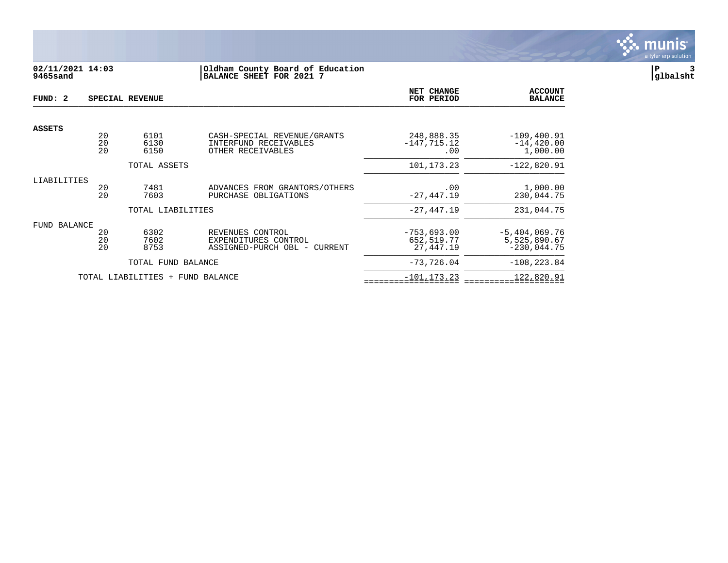**02/11/2021 14:03**
**9465sand**

**Oldham County Board of Education**
**BALANCE SHEET FOR 2021 7**

**glbalsht**

| FUND: 2 | SPECIAL REVENUE | | | NET CHANGE FOR PERIOD | ACCOUNT BALANCE |
|---|---|---|---|---|---|
| **ASSETS** | | | | | |
| | 20 | 6101 | CASH-SPECIAL REVENUE/GRANTS | 248,888.35 | -109,400.91 |
| | 20 | 6130 | INTERFUND RECEIVABLES | -147,715.12 | -14,420.00 |
| | 20 | 6150 | OTHER RECEIVABLES | .00 | 1,000.00 |
| | | TOTAL ASSETS | | 101,173.23 | -122,820.91 |
| LIABILITIES | | | | | |
| | 20 | 7481 | ADVANCES FROM GRANTORS/OTHERS | .00 | 1,000.00 |
| | 20 | 7603 | PURCHASE OBLIGATIONS | -27,447.19 | 230,044.75 |
| | | TOTAL LIABILITIES | | -27,447.19 | 231,044.75 |
| FUND BALANCE | | | | | |
| | 20 | 6302 | REVENUES CONTROL | -753,693.00 | -5,404,069.76 |
| | 20 | 7602 | EXPENDITURES CONTROL | 652,519.77 | 5,525,890.67 |
| | 20 | 8753 | ASSIGNED-PURCH OBL - CURRENT | 27,447.19 | -230,044.75 |
| | | TOTAL FUND BALANCE | | -73,726.04 | -108,223.84 |
| | TOTAL LIABILITIES + FUND BALANCE | | | -101,173.23 | 122,820.91 |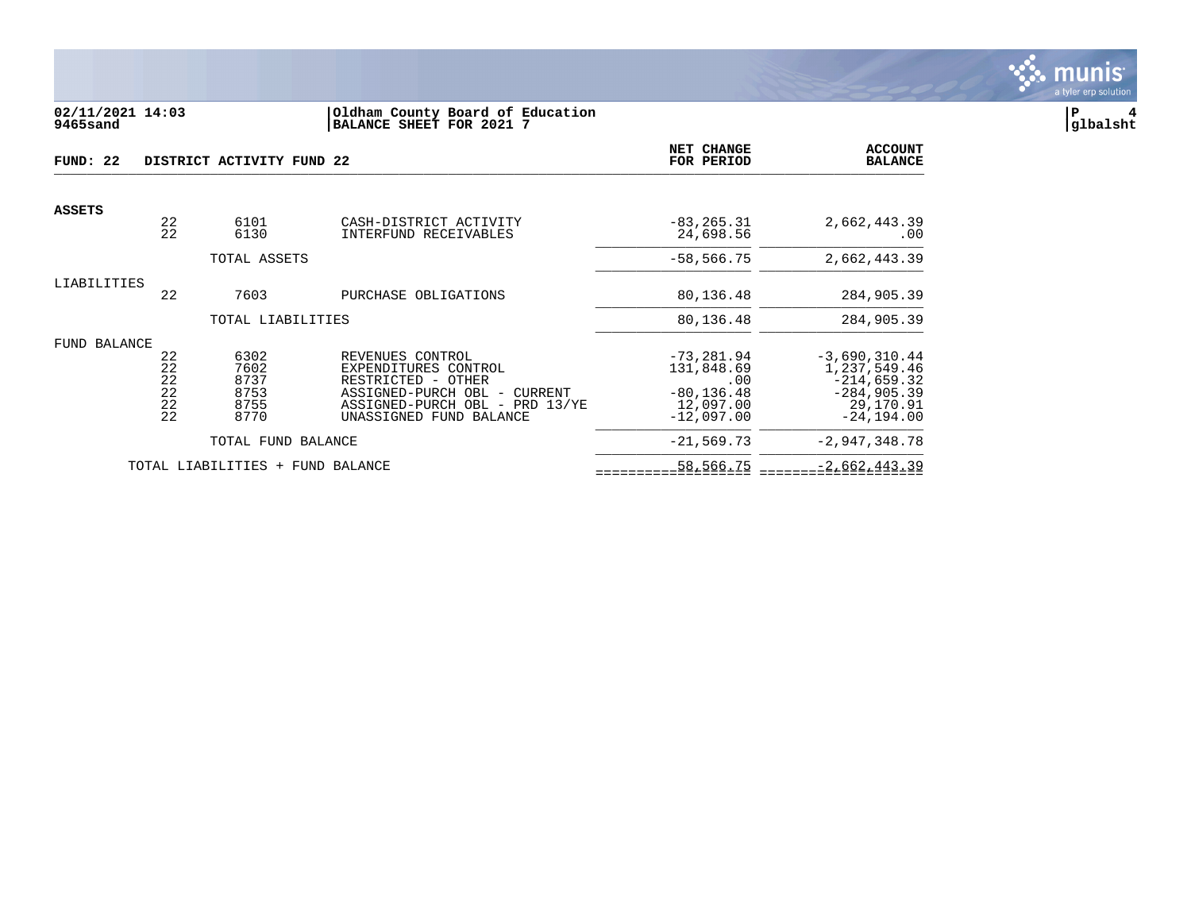02/11/2021 14:03
9465sand

Oldham County Board of Education
BALANCE SHEET FOR 2021 7

glbalsht

| FUND: 22 | | DISTRICT ACTIVITY FUND 22 | | NET CHANGE FOR PERIOD | ACCOUNT BALANCE |
|---|---|---|---|---|---|
| **ASSETS** | | | | | |
| | 22 | 6101 | CASH-DISTRICT ACTIVITY | -83,265.31 | 2,662,443.39 |
| | 22 | 6130 | INTERFUND RECEIVABLES | 24,698.56 | .00 |
| | | TOTAL ASSETS | | -58,566.75 | 2,662,443.39 |
| LIABILITIES | | | | | |
| | 22 | 7603 | PURCHASE OBLIGATIONS | 80,136.48 | 284,905.39 |
| | | TOTAL LIABILITIES | | 80,136.48 | 284,905.39 |
| FUND BALANCE | | | | | |
| | 22 | 6302 | REVENUES CONTROL | -73,281.94 | -3,690,310.44 |
| | 22 | 7602 | EXPENDITURES CONTROL | 131,848.69 | 1,237,549.46 |
| | 22 | 8737 | RESTRICTED - OTHER | .00 | -214,659.32 |
| | 22 | 8753 | ASSIGNED-PURCH OBL - CURRENT | -80,136.48 | -284,905.39 |
| | 22 | 8755 | ASSIGNED-PURCH OBL - PRD 13/YE | 12,097.00 | 29,170.91 |
| | 22 | 8770 | UNASSIGNED FUND BALANCE | -12,097.00 | -24,194.00 |
| | | TOTAL FUND BALANCE | | -21,569.73 | -2,947,348.78 |
| | TOTAL LIABILITIES + FUND BALANCE | | | 58,566.75 | -2,662,443.39 |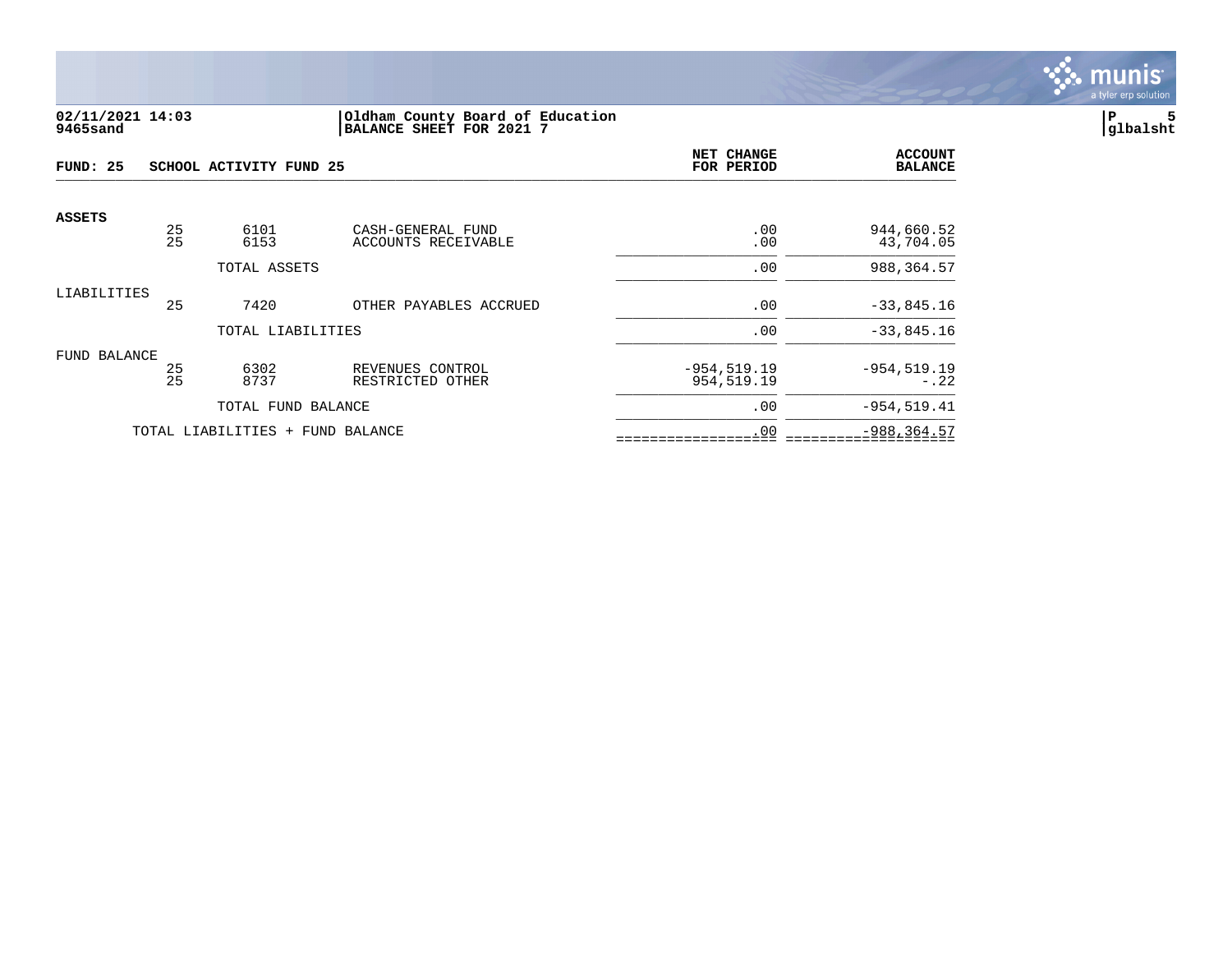**02/11/2021 14:03**
**9465sand**

**Oldham County Board of Education**
**BALANCE SHEET FOR 2021 7**

**P 5**
**glbalsht**

**FUND: 25 SCHOOL ACTIVITY FUND 25**

| | | | | NET CHANGE FOR PERIOD | ACCOUNT BALANCE |
|---|---|---|---|---|---|
| **ASSETS** | | | | | |
| | 25 | 6101 | CASH-GENERAL FUND | .00 | 944,660.52 |
| | 25 | 6153 | ACCOUNTS RECEIVABLE | .00 | 43,704.05 |
| | | TOTAL ASSETS | | .00 | 988,364.57 |
| LIABILITIES | | | | | |
| | 25 | 7420 | OTHER PAYABLES ACCRUED | .00 | -33,845.16 |
| | | TOTAL LIABILITIES | | .00 | -33,845.16 |
| FUND BALANCE | | | | | |
| | 25 | 6302 | REVENUES CONTROL | -954,519.19 | -954,519.19 |
| | 25 | 8737 | RESTRICTED OTHER | 954,519.19 | -.22 |
| | | TOTAL FUND BALANCE | | .00 | -954,519.41 |
| | TOTAL LIABILITIES + FUND BALANCE | | | .00 | -988,364.57 |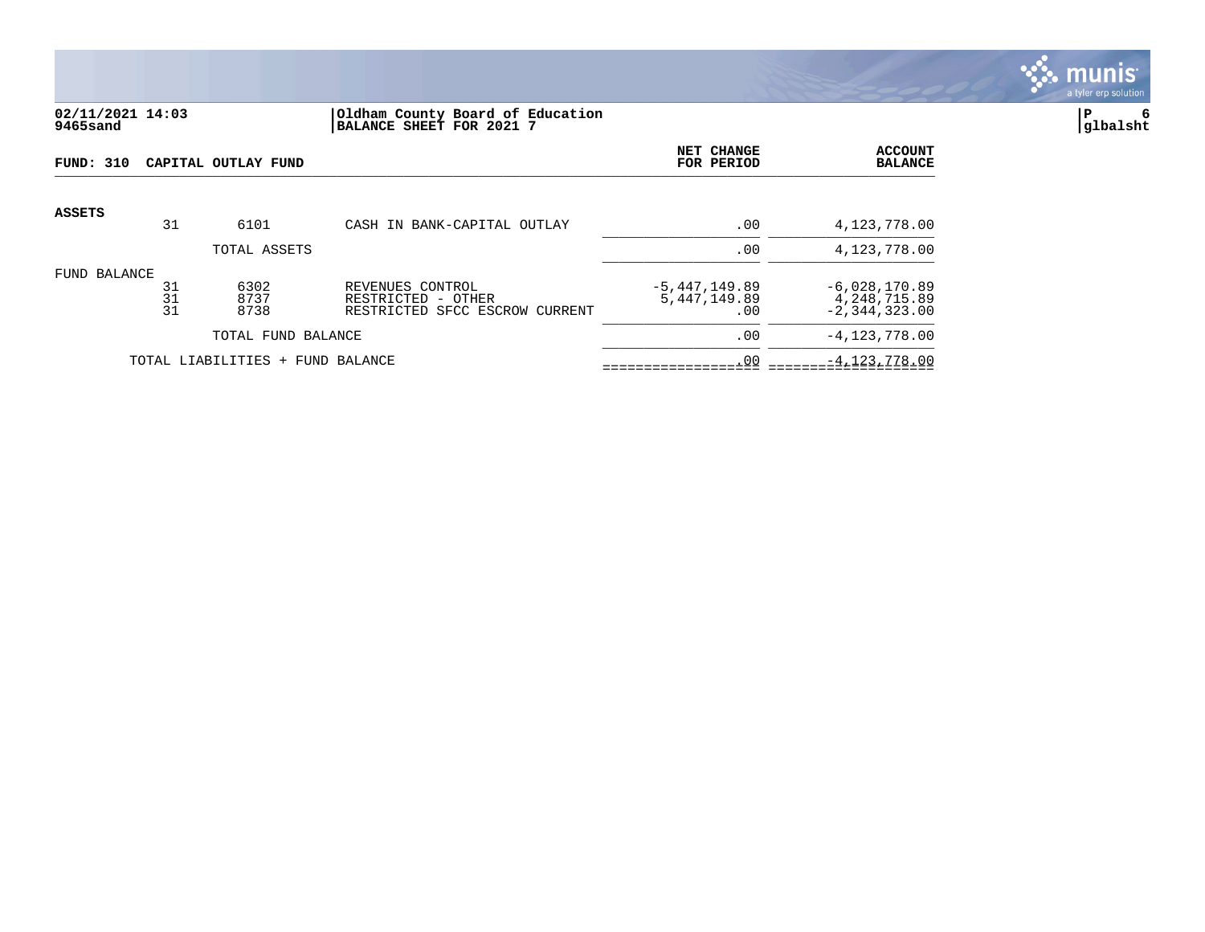**02/11/2021 14:03** | **Oldham County Board of Education**
**9465sand** | **BALANCE SHEET FOR 2021 7**

**glbalsht**

| FUND: 310 CAPITAL OUTLAY FUND | | | | NET CHANGE FOR PERIOD | ACCOUNT BALANCE |
|---|---|---|---|---|---|
| **ASSETS** | | | | | |
| | 31 | 6101 | CASH IN BANK-CAPITAL OUTLAY | .00 | 4,123,778.00 |
| | | TOTAL ASSETS | | .00 | 4,123,778.00 |
| FUND BALANCE | | | | | |
| | 31 | 6302 | REVENUES CONTROL | -5,447,149.89 | -6,028,170.89 |
| | 31 | 8737 | RESTRICTED - OTHER | 5,447,149.89 | 4,248,715.89 |
| | 31 | 8738 | RESTRICTED SFCC ESCROW CURRENT | .00 | -2,344,323.00 |
| | | TOTAL FUND BALANCE | | .00 | -4,123,778.00 |
| | TOTAL LIABILITIES + FUND BALANCE | | | .00 | -4,123,778.00 |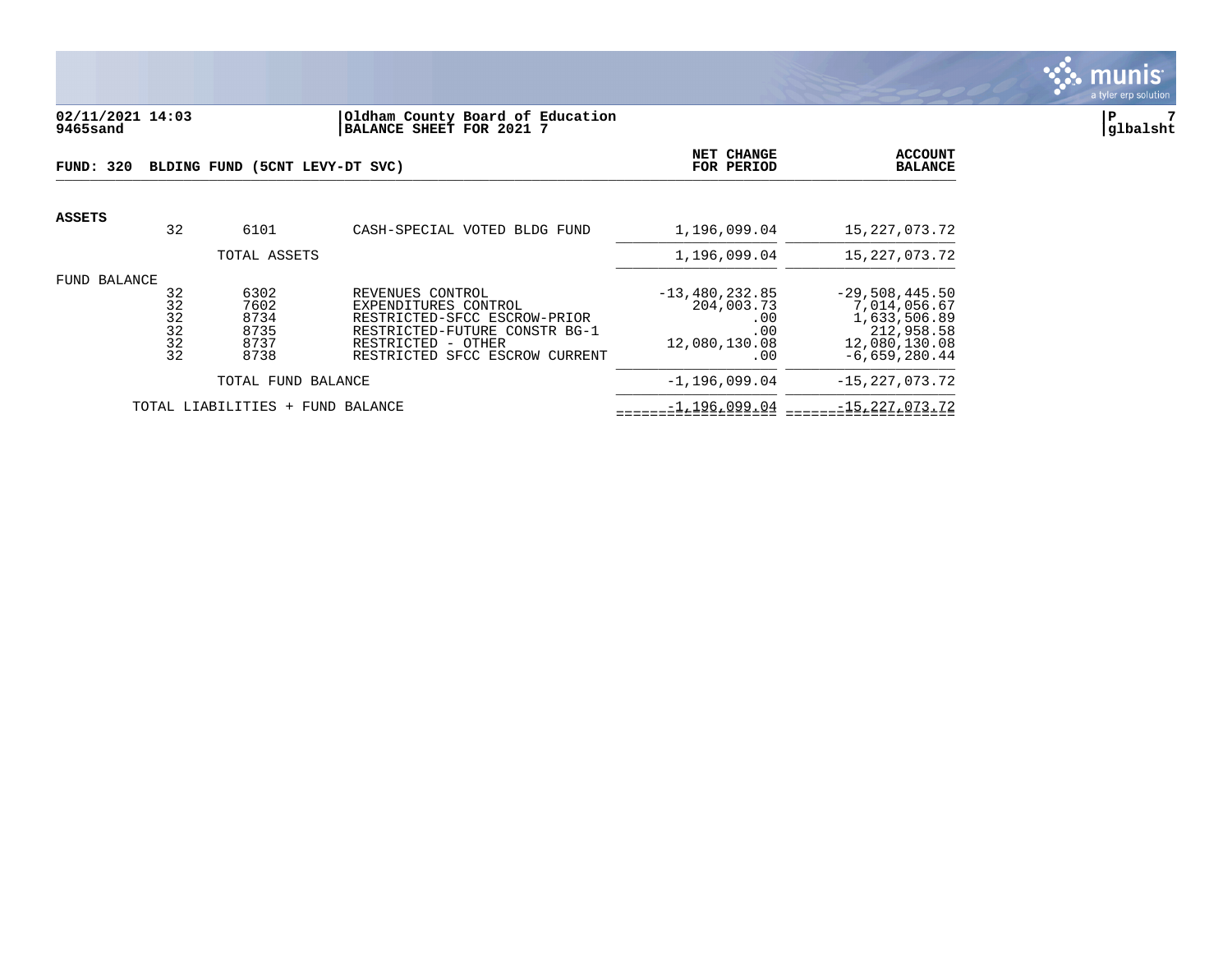02/11/2021 14:03 | Oldham County Board of Education
9465sand | BALANCE SHEET FOR 2021 7

glbalsht

**FUND: 320 BLDING FUND (5CNT LEVY-DT SVC)**

| | | | | NET CHANGE FOR PERIOD | ACCOUNT BALANCE |
|---|---|---|---|---|---|
| **ASSETS** | | | | | |
| | 32 | 6101 | CASH-SPECIAL VOTED BLDG FUND | 1,196,099.04 | 15,227,073.72 |
| | | TOTAL ASSETS | | 1,196,099.04 | 15,227,073.72 |
| FUND BALANCE | | | | | |
| | 32 | 6302 | REVENUES CONTROL | -13,480,232.85 | -29,508,445.50 |
| | 32 | 7602 | EXPENDITURES CONTROL | 204,003.73 | 7,014,056.67 |
| | 32 | 8734 | RESTRICTED-SFCC ESCROW-PRIOR | .00 | 1,633,506.89 |
| | 32 | 8735 | RESTRICTED-FUTURE CONSTR BG-1 | .00 | 212,958.58 |
| | 32 | 8737 | RESTRICTED - OTHER | 12,080,130.08 | 12,080,130.08 |
| | 32 | 8738 | RESTRICTED SFCC ESCROW CURRENT | .00 | -6,659,280.44 |
| | | TOTAL FUND BALANCE | | -1,196,099.04 | -15,227,073.72 |
| | | TOTAL LIABILITIES + FUND BALANCE | | -1,196,099.04 | -15,227,073.72 |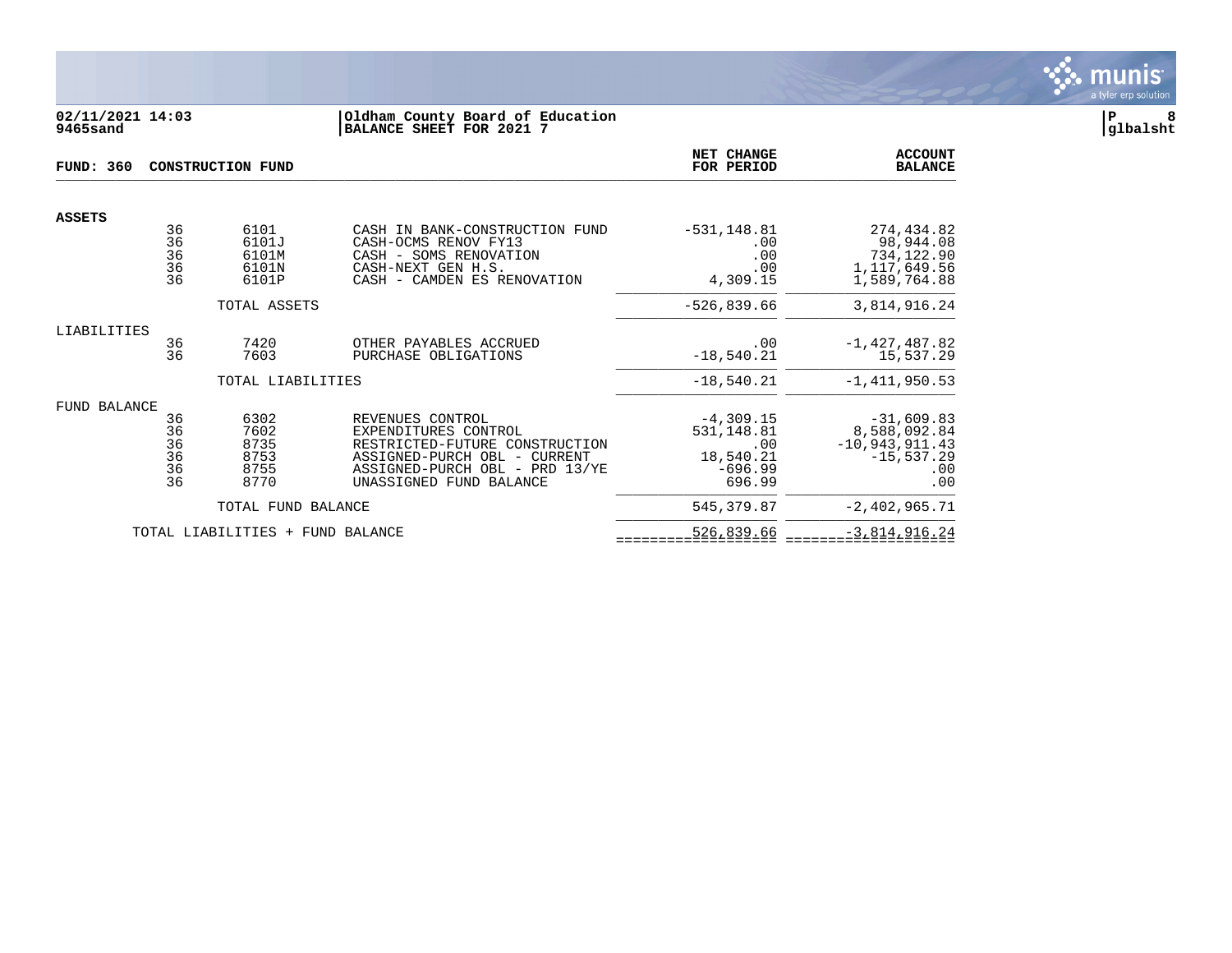**02/11/2021 14:03** | **Oldham County Board of Education**
**9465sand** | **BALANCE SHEET FOR 2021 7**

**glbalsht**

| **FUND: 360 CONSTRUCTION FUND** | | | | **NET CHANGE FOR PERIOD** | **ACCOUNT BALANCE** |
|---|---|---|---|---|---|
| **ASSETS** | | | | | |
| | 36 | 6101 | CASH IN BANK-CONSTRUCTION FUND | -531,148.81 | 274,434.82 |
| | 36 | 6101J | CASH-OCMS RENOV FY13 | .00 | 98,944.08 |
| | 36 | 6101M | CASH - SOMS RENOVATION | .00 | 734,122.90 |
| | 36 | 6101N | CASH-NEXT GEN H.S. | .00 | 1,117,649.56 |
| | 36 | 6101P | CASH - CAMDEN ES RENOVATION | 4,309.15 | 1,589,764.88 |
| | | TOTAL ASSETS | | -526,839.66 | 3,814,916.24 |
| LIABILITIES | | | | | |
| | 36 | 7420 | OTHER PAYABLES ACCRUED | .00 | -1,427,487.82 |
| | 36 | 7603 | PURCHASE OBLIGATIONS | -18,540.21 | 15,537.29 |
| | | TOTAL LIABILITIES | | -18,540.21 | -1,411,950.53 |
| FUND BALANCE | | | | | |
| | 36 | 6302 | REVENUES CONTROL | -4,309.15 | -31,609.83 |
| | 36 | 7602 | EXPENDITURES CONTROL | 531,148.81 | 8,588,092.84 |
| | 36 | 8735 | RESTRICTED-FUTURE CONSTRUCTION | .00 | -10,943,911.43 |
| | 36 | 8753 | ASSIGNED-PURCH OBL - CURRENT | 18,540.21 | -15,537.29 |
| | 36 | 8755 | ASSIGNED-PURCH OBL - PRD 13/YE | -696.99 | .00 |
| | 36 | 8770 | UNASSIGNED FUND BALANCE | 696.99 | .00 |
| | | TOTAL FUND BALANCE | | 545,379.87 | -2,402,965.71 |
| | TOTAL LIABILITIES + FUND BALANCE | | | 526,839.66 | -3,814,916.24 |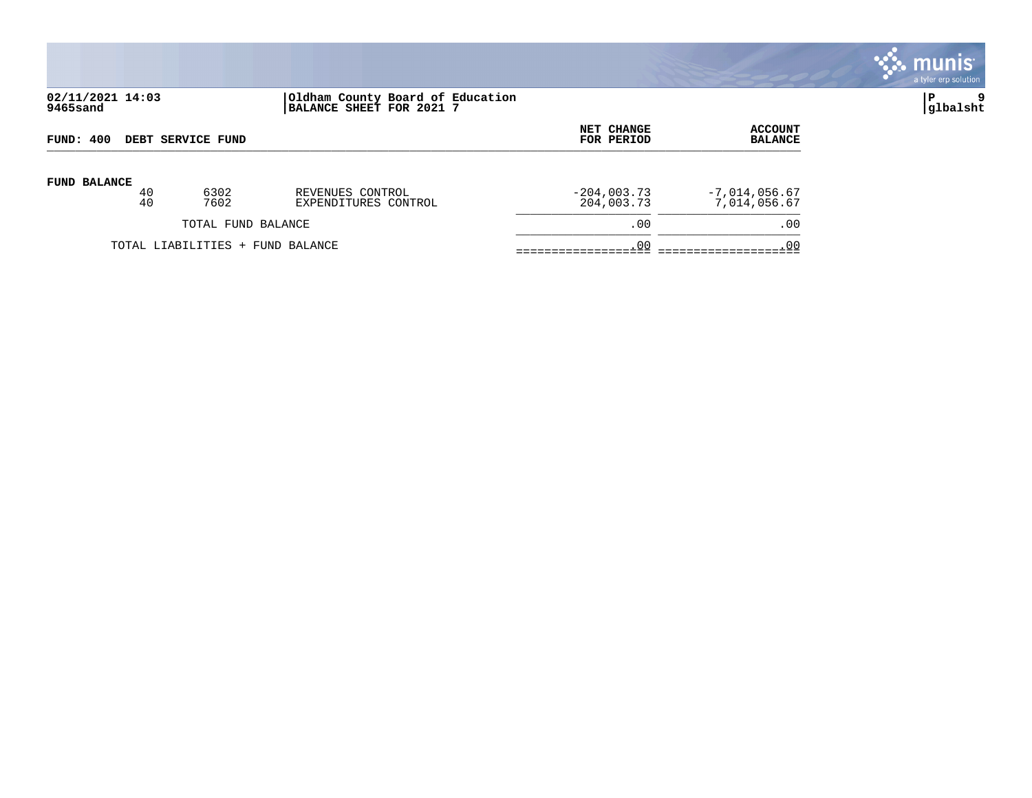02/11/2021 14:03
9465sand

Oldham County Board of Education
BALANCE SHEET FOR 2021 7

P 9
glbalsht

| FUND: 400 DEBT SERVICE FUND | | | NET CHANGE FOR PERIOD | ACCOUNT BALANCE |
|---|---|---|---|---|
| **FUND BALANCE** | | | | |
| 40 | 6302 | REVENUES CONTROL | -204,003.73 | -7,014,056.67 |
| 40 | 7602 | EXPENDITURES CONTROL | 204,003.73 | 7,014,056.67 |
| TOTAL FUND BALANCE | | | .00 | .00 |
| TOTAL LIABILITIES + FUND BALANCE | | | .00 | .00 |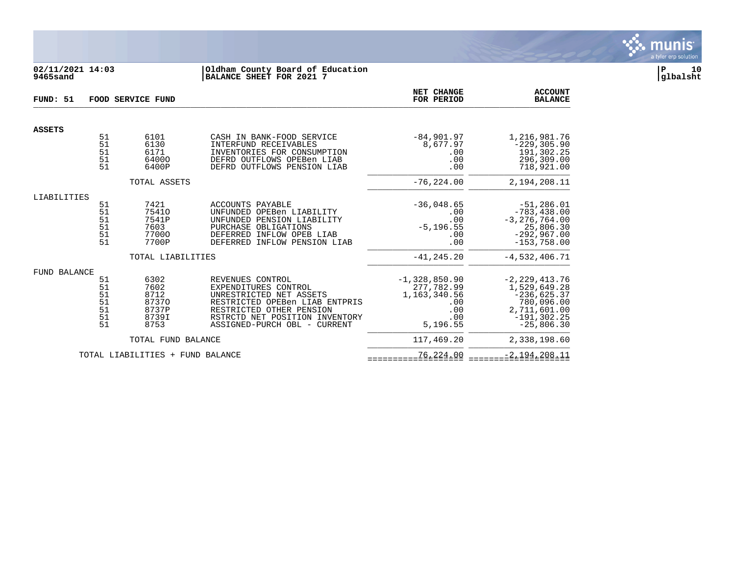02/11/2021 14:03 | Oldham County Board of Education
9465sand | BALANCE SHEET FOR 2021 7

**FUND: 51 FOOD SERVICE FUND**

| | Fund | Account | Description | NET CHANGE FOR PERIOD | ACCOUNT BALANCE |
|---|---|---|---|---|---|
| **ASSETS** | | | | | |
| | 51 | 6101 | CASH IN BANK-FOOD SERVICE | -84,901.97 | 1,216,981.76 |
| | 51 | 6130 | INTERFUND RECEIVABLES | 8,677.97 | -229,305.90 |
| | 51 | 6171 | INVENTORIES FOR CONSUMPTION | .00 | 191,302.25 |
| | 51 | 6400O | DEFRD OUTFLOWS OPEBen LIAB | .00 | 296,309.00 |
| | 51 | 6400P | DEFRD OUTFLOWS PENSION LIAB | .00 | 718,921.00 |
| | | TOTAL ASSETS | | -76,224.00 | 2,194,208.11 |
| LIABILITIES | | | | | |
| | 51 | 7421 | ACCOUNTS PAYABLE | -36,048.65 | -51,286.01 |
| | 51 | 7541O | UNFUNDED OPEBen LIABILITY | .00 | -783,438.00 |
| | 51 | 7541P | UNFUNDED PENSION LIABILITY | .00 | -3,276,764.00 |
| | 51 | 7603 | PURCHASE OBLIGATIONS | -5,196.55 | 25,806.30 |
| | 51 | 7700O | DEFERRED INFLOW OPEB LIAB | .00 | -292,967.00 |
| | 51 | 7700P | DEFERRED INFLOW PENSION LIAB | .00 | -153,758.00 |
| | | TOTAL LIABILITIES | | -41,245.20 | -4,532,406.71 |
| FUND BALANCE | | | | | |
| | 51 | 6302 | REVENUES CONTROL | -1,328,850.90 | -2,229,413.76 |
| | 51 | 7602 | EXPENDITURES CONTROL | 277,782.99 | 1,529,649.28 |
| | 51 | 8712 | UNRESTRICTED NET ASSETS | 1,163,340.56 | -236,625.37 |
| | 51 | 8737O | RESTRICTED OPEBen LIAB ENTPRIS | .00 | 780,096.00 |
| | 51 | 8737P | RESTRICTED OTHER PENSION | .00 | 2,711,601.00 |
| | 51 | 8739I | RSTRCTD NET POSITION INVENTORY | .00 | -191,302.25 |
| | 51 | 8753 | ASSIGNED-PURCH OBL - CURRENT | 5,196.55 | -25,806.30 |
| | | TOTAL FUND BALANCE | | 117,469.20 | 2,338,198.60 |
| | | TOTAL LIABILITIES + FUND BALANCE | | 76,224.00 | -2,194,208.11 |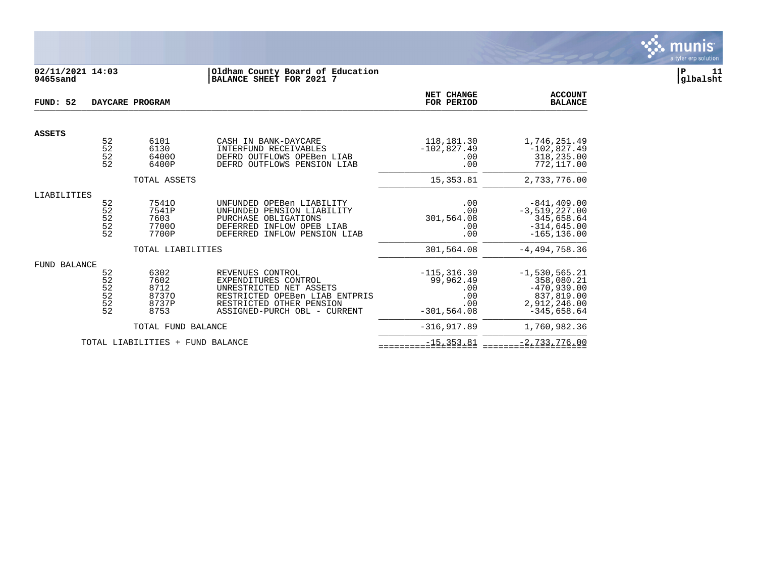**02/11/2021 14:03** | **Oldham County Board of Education**
**9465sand** | **BALANCE SHEET FOR 2021 7**

**P 11**
**glbalsht**

**FUND: 52 DAYCARE PROGRAM**

| | | | | NET CHANGE FOR PERIOD | ACCOUNT BALANCE |
|---|---|---|---|---|---|
| **ASSETS** | | | | | |
| | 52 | 6101 | CASH IN BANK-DAYCARE | 118,181.30 | 1,746,251.49 |
| | 52 | 6130 | INTERFUND RECEIVABLES | -102,827.49 | -102,827.49 |
| | 52 | 6400O | DEFRD OUTFLOWS OPEBen LIAB | .00 | 318,235.00 |
| | 52 | 6400P | DEFRD OUTFLOWS PENSION LIAB | .00 | 772,117.00 |
| | | TOTAL ASSETS | | 15,353.81 | 2,733,776.00 |
| LIABILITIES | | | | | |
| | 52 | 7541O | UNFUNDED OPEBen LIABILITY | .00 | -841,409.00 |
| | 52 | 7541P | UNFUNDED PENSION LIABILITY | .00 | -3,519,227.00 |
| | 52 | 7603 | PURCHASE OBLIGATIONS | 301,564.08 | 345,658.64 |
| | 52 | 7700O | DEFERRED INFLOW OPEB LIAB | .00 | -314,645.00 |
| | 52 | 7700P | DEFERRED INFLOW PENSION LIAB | .00 | -165,136.00 |
| | | TOTAL LIABILITIES | | 301,564.08 | -4,494,758.36 |
| FUND BALANCE | | | | | |
| | 52 | 6302 | REVENUES CONTROL | -115,316.30 | -1,530,565.21 |
| | 52 | 7602 | EXPENDITURES CONTROL | 99,962.49 | 358,080.21 |
| | 52 | 8712 | UNRESTRICTED NET ASSETS | .00 | -470,939.00 |
| | 52 | 8737O | RESTRICTED OPEBen LIAB ENTPRIS | .00 | 837,819.00 |
| | 52 | 8737P | RESTRICTED OTHER PENSION | .00 | 2,912,246.00 |
| | 52 | 8753 | ASSIGNED-PURCH OBL - CURRENT | -301,564.08 | -345,658.64 |
| | | TOTAL FUND BALANCE | | -316,917.89 | 1,760,982.36 |
| | TOTAL LIABILITIES + FUND BALANCE | | | -15,353.81 | -2,733,776.00 |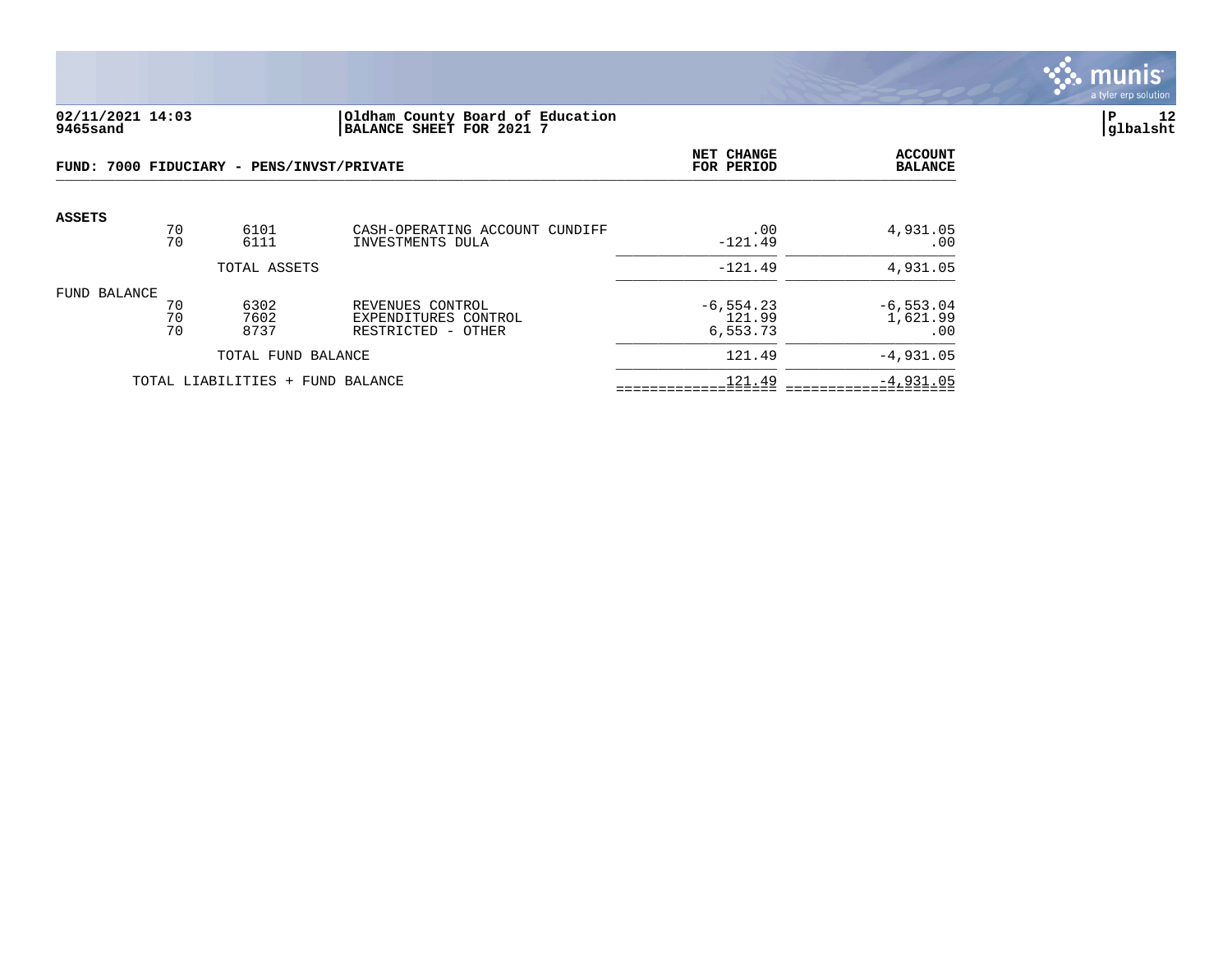02/11/2021 14:03
9465sand

**Oldham County Board of Education**
**BALANCE SHEET FOR 2021 7**

P 12
glbalsht

**FUND: 7000 FIDUCIARY - PENS/INVST/PRIVATE**

| | | | | NET CHANGE FOR PERIOD | ACCOUNT BALANCE |
|---|---|---|---|---|---|
| **ASSETS** | | | | | |
| | 70 | 6101 | CASH-OPERATING ACCOUNT CUNDIFF | .00 | 4,931.05 |
| | 70 | 6111 | INVESTMENTS DULA | -121.49 | .00 |
| | | TOTAL ASSETS | | -121.49 | 4,931.05 |
| FUND BALANCE | | | | | |
| | 70 | 6302 | REVENUES CONTROL | -6,554.23 | -6,553.04 |
| | 70 | 7602 | EXPENDITURES CONTROL | 121.99 | 1,621.99 |
| | 70 | 8737 | RESTRICTED - OTHER | 6,553.73 | .00 |
| | | TOTAL FUND BALANCE | | 121.49 | -4,931.05 |
| | TOTAL LIABILITIES + FUND BALANCE | | | 121.49 | -4,931.05 |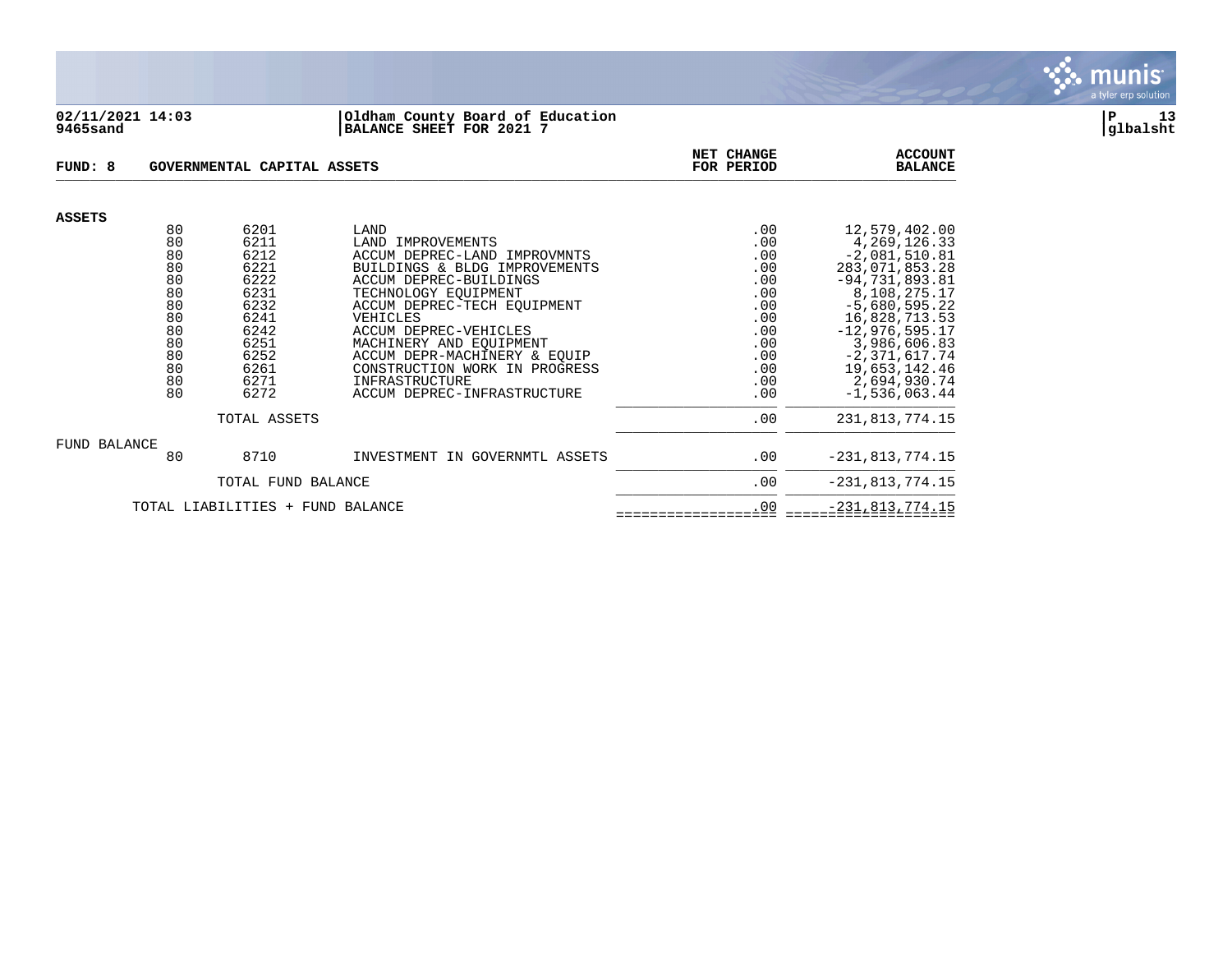02/11/2021 14:03 | Oldham County Board of Education
9465sand | BALANCE SHEET FOR 2021 7

glbalsht

**FUND: 8 GOVERNMENTAL CAPITAL ASSETS**

| | | | | NET CHANGE FOR PERIOD | ACCOUNT BALANCE |
|---|---|---|---|---|---|
| **ASSETS** | | | | | |
| | 80 | 6201 | LAND | .00 | 12,579,402.00 |
| | 80 | 6211 | LAND IMPROVEMENTS | .00 | 4,269,126.33 |
| | 80 | 6212 | ACCUM DEPREC-LAND IMPROVMNTS | .00 | -2,081,510.81 |
| | 80 | 6221 | BUILDINGS & BLDG IMPROVEMENTS | .00 | 283,071,853.28 |
| | 80 | 6222 | ACCUM DEPREC-BUILDINGS | .00 | -94,731,893.81 |
| | 80 | 6231 | TECHNOLOGY EQUIPMENT | .00 | 8,108,275.17 |
| | 80 | 6232 | ACCUM DEPREC-TECH EQUIPMENT | .00 | -5,680,595.22 |
| | 80 | 6241 | VEHICLES | .00 | 16,828,713.53 |
| | 80 | 6242 | ACCUM DEPREC-VEHICLES | .00 | -12,976,595.17 |
| | 80 | 6251 | MACHINERY AND EQUIPMENT | .00 | 3,986,606.83 |
| | 80 | 6252 | ACCUM DEPR-MACHINERY & EQUIP | .00 | -2,371,617.74 |
| | 80 | 6261 | CONSTRUCTION WORK IN PROGRESS | .00 | 19,653,142.46 |
| | 80 | 6271 | INFRASTRUCTURE | .00 | 2,694,930.74 |
| | 80 | 6272 | ACCUM DEPREC-INFRASTRUCTURE | .00 | -1,536,063.44 |
| | | TOTAL ASSETS | | .00 | 231,813,774.15 |
| FUND BALANCE | | | | | |
| | 80 | 8710 | INVESTMENT IN GOVERNMTL ASSETS | .00 | -231,813,774.15 |
| | | TOTAL FUND BALANCE | | .00 | -231,813,774.15 |
| | TOTAL LIABILITIES + FUND BALANCE | | | .00 | -231,813,774.15 |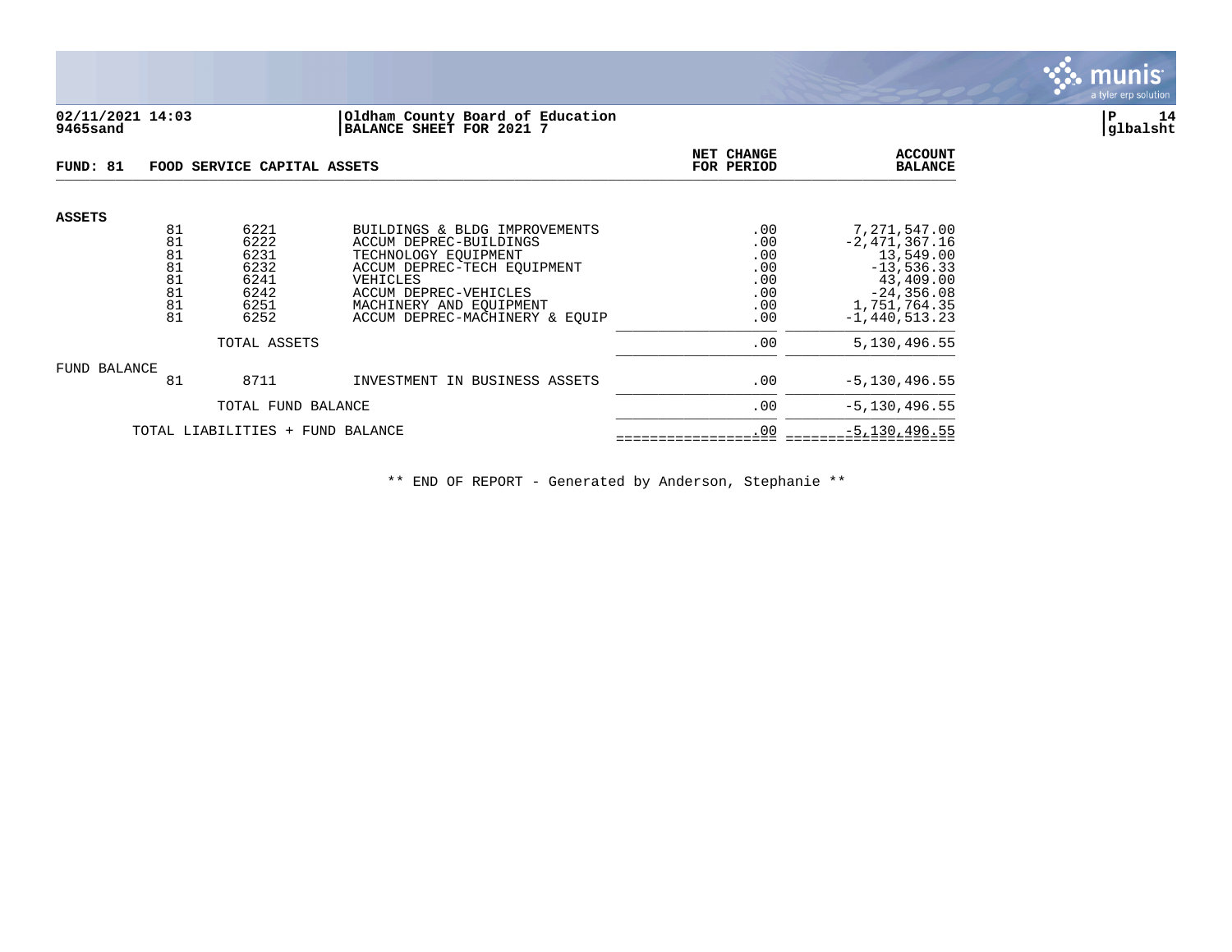02/11/2021 14:03 | Oldham County Board of Education | P 14
9465sand | BALANCE SHEET FOR 2021 7 | glbalsht

**FUND: 81 FOOD SERVICE CAPITAL ASSETS**

| | | | | NET CHANGE FOR PERIOD | ACCOUNT BALANCE |
|---|---|---|---|---|---|
| **ASSETS** | | | | | |
| | 81 | 6221 | BUILDINGS & BLDG IMPROVEMENTS | .00 | 7,271,547.00 |
| | 81 | 6222 | ACCUM DEPREC-BUILDINGS | .00 | -2,471,367.16 |
| | 81 | 6231 | TECHNOLOGY EQUIPMENT | .00 | 13,549.00 |
| | 81 | 6232 | ACCUM DEPREC-TECH EQUIPMENT | .00 | -13,536.33 |
| | 81 | 6241 | VEHICLES | .00 | 43,409.00 |
| | 81 | 6242 | ACCUM DEPREC-VEHICLES | .00 | -24,356.08 |
| | 81 | 6251 | MACHINERY AND EQUIPMENT | .00 | 1,751,764.35 |
| | 81 | 6252 | ACCUM DEPREC-MACHINERY & EQUIP | .00 | -1,440,513.23 |
| | | TOTAL ASSETS | | .00 | 5,130,496.55 |
| FUND BALANCE | | | | | |
| | 81 | 8711 | INVESTMENT IN BUSINESS ASSETS | .00 | -5,130,496.55 |
| | | TOTAL FUND BALANCE | | .00 | -5,130,496.55 |
| TOTAL LIABILITIES + FUND BALANCE | | | | .00 | -5,130,496.55 |

** END OF REPORT - Generated by Anderson, Stephanie **